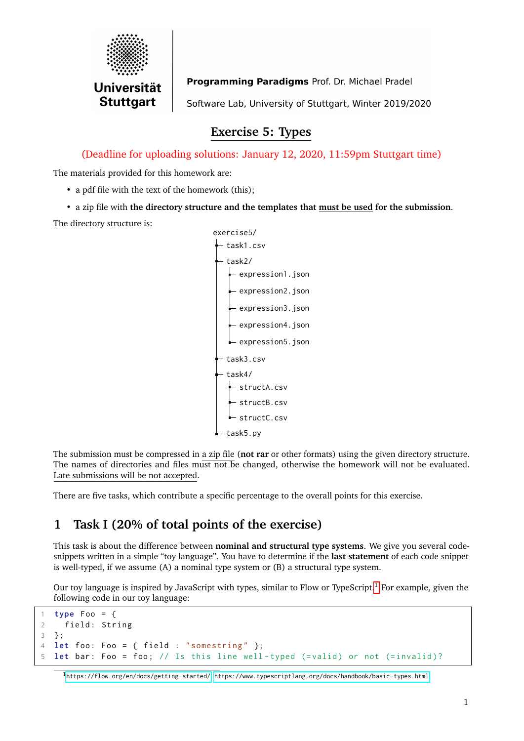**Universität Stuttgart**

**Programming Paradigms** Prof. Dr. Michael Pradel

Software Lab, University of Stuttgart, Winter 2019/2020

# Exercise 5: Types

(Deadline for uploading solutions: January 12, 2020, 11:59pm Stuttgart time)

The materials provided for this homework are:

- a pdf file with the text of the homework (this);
- a zip file with **the directory structure and the templates that must be used for the submission**.

The directory structure is:

```
exercise5/
├─ task1.csv
├─ task2/
│  ├─ expression1.json
│  ├─ expression2.json
│  ├─ expression3.json
│  ├─ expression4.json
│  └─ expression5.json
├─ task3.csv
├─ task4/
│  ├─ structA.csv
│  ├─ structB.csv
│  └─ structC.csv
└─ task5.py
```

The submission must be compressed in a zip file (**not rar** or other formats) using the given directory structure. The names of directories and files must not be changed, otherwise the homework will not be evaluated. Late submissions will be not accepted.

There are five tasks, which contribute a specific percentage to the overall points for this exercise.

## 1 Task I (20% of total points of the exercise)

This task is about the difference between **nominal and structural type systems**. We give you several code-snippets written in a simple "toy language". You have to determine if the **last statement** of each code snippet is well-typed, if we assume (A) a nominal type system or (B) a structural type system.

Our toy language is inspired by JavaScript with types, similar to Flow or TypeScript.[1] For example, given the following code in our toy language:

```
1 type Foo = {
2   field: String
3 };
4 let foo: Foo = { field : "somestring" };
5 let bar: Foo = foo; // Is this line well-typed (=valid) or not (=invalid)?
```

[1] https://flow.org/en/docs/getting-started/ https://www.typescriptlang.org/docs/handbook/basic-types.html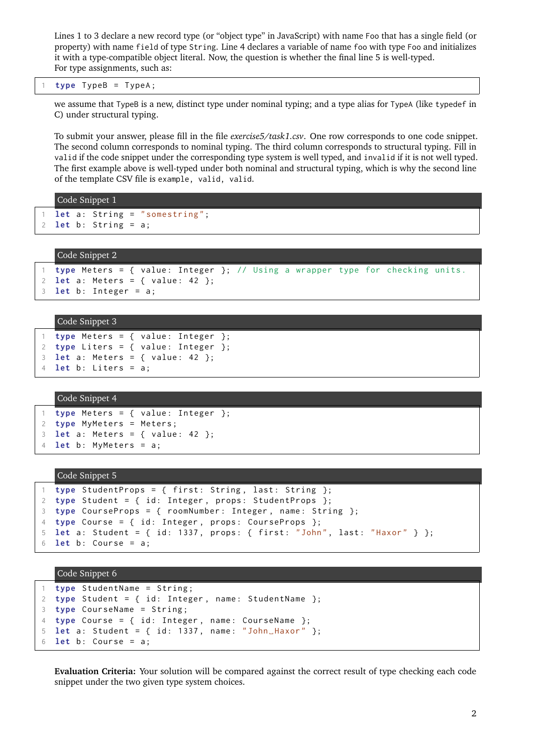Lines 1 to 3 declare a new record type (or "object type" in JavaScript) with name `Foo` that has a single field (or property) with name `field` of type `String`. Line 4 declares a variable of name `foo` with type `Foo` and initializes it with a type-compatible object literal. Now, the question is whether the final line 5 is well-typed.
For type assignments, such as:

```
1  type TypeB = TypeA;
```

we assume that `TypeB` is a new, distinct type under nominal typing; and a type alias for `TypeA` (like `typedef` in C) under structural typing.

To submit your answer, please fill in the file *exercise5/task1.csv*. One row corresponds to one code snippet. The second column corresponds to nominal typing. The third column corresponds to structural typing. Fill in `valid` if the code snippet under the corresponding type system is well typed, and `invalid` if it is not well typed. The first example above is well-typed under both nominal and structural typing, which is why the second line of the template CSV file is `example, valid, valid`.

**Code Snippet 1**

```
1  let a: String = "somestring";
2  let b: String = a;
```

**Code Snippet 2**

```
1  type Meters = { value: Integer }; // Using a wrapper type for checking units.
2  let a: Meters = { value: 42 };
3  let b: Integer = a;
```

**Code Snippet 3**

```
1  type Meters = { value: Integer };
2  type Liters = { value: Integer };
3  let a: Meters = { value: 42 };
4  let b: Liters = a;
```

**Code Snippet 4**

```
1  type Meters = { value: Integer };
2  type MyMeters = Meters;
3  let a: Meters = { value: 42 };
4  let b: MyMeters = a;
```

**Code Snippet 5**

```
1  type StudentProps = { first: String, last: String };
2  type Student = { id: Integer, props: StudentProps };
3  type CourseProps = { roomNumber: Integer, name: String };
4  type Course = { id: Integer, props: CourseProps };
5  let a: Student = { id: 1337, props: { first: "John", last: "Haxor" } };
6  let b: Course = a;
```

**Code Snippet 6**

```
1  type StudentName = String;
2  type Student = { id: Integer, name: StudentName };
3  type CourseName = String;
4  type Course = { id: Integer, name: CourseName };
5  let a: Student = { id: 1337, name: "John_Haxor" };
6  let b: Course = a;
```

**Evaluation Criteria:** Your solution will be compared against the correct result of type checking each code snippet under the two given type system choices.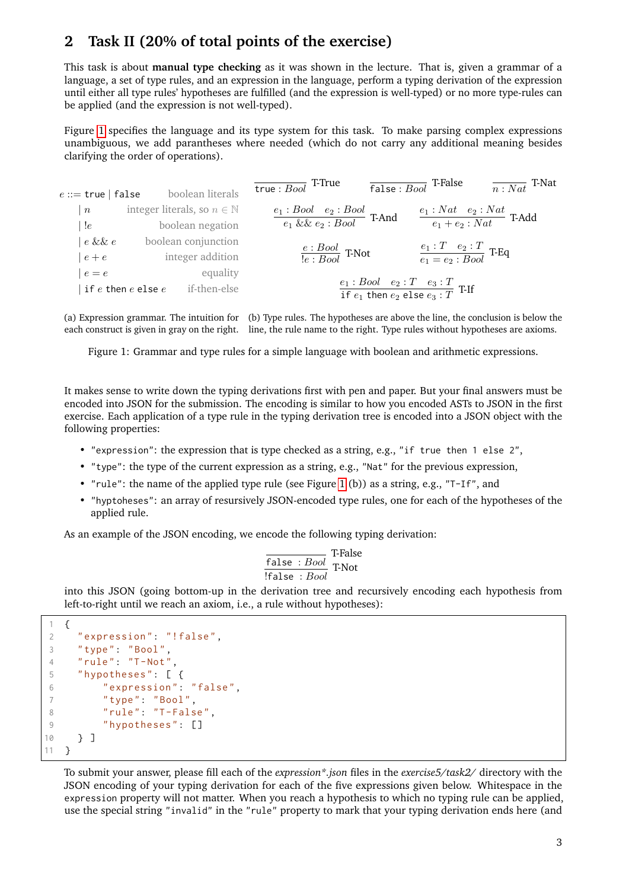## 2 Task II (20% of total points of the exercise)

This task is about **manual type checking** as it was shown in the lecture. That is, given a grammar of a language, a set of type rules, and an expression in the language, perform a typing derivation of the expression until either all type rules' hypotheses are fulfilled (and the expression is well-typed) or no more type-rules can be applied (and the expression is not well-typed).

Figure 1 specifies the language and its type system for this task. To make parsing complex expressions unambiguous, we add parantheses where needed (which do not carry any additional meaning besides clarifying the order of operations).

$$
\begin{array}{rlr}
e ::= & \texttt{true} \mid \texttt{false} & \text{boolean literals} \\
\mid & n & \text{integer literals, so } n \in \mathbb{N} \\
\mid & !e & \text{boolean negation} \\
\mid & e \mathbin{\&\&} e & \text{boolean conjunction} \\
\mid & e + e & \text{integer addition} \\
\mid & e = e & \text{equality} \\
\mid & \texttt{if } e \texttt{ then } e \texttt{ else } e & \text{if-then-else}
\end{array}
$$

(a) Expression grammar. The intuition for each construct is given in gray on the right.

$$
\frac{}{\texttt{true} : Bool}\ \text{T-True} \qquad \frac{}{\texttt{false} : Bool}\ \text{T-False} \qquad \frac{}{n : Nat}\ \text{T-Nat}
$$

$$
\frac{e_1 : Bool \quad e_2 : Bool}{e_1 \mathbin{\&\&} e_2 : Bool}\ \text{T-And} \qquad \frac{e_1 : Nat \quad e_2 : Nat}{e_1 + e_2 : Nat}\ \text{T-Add}
$$

$$
\frac{e : Bool}{!e : Bool}\ \text{T-Not} \qquad \frac{e_1 : T \quad e_2 : T}{e_1 = e_2 : Bool}\ \text{T-Eq}
$$

$$
\frac{e_1 : Bool \quad e_2 : T \quad e_3 : T}{\texttt{if } e_1 \texttt{ then } e_2 \texttt{ else } e_3 : T}\ \text{T-If}
$$

(b) Type rules. The hypotheses are above the line, the conclusion is below the line, the rule name to the right. Type rules without hypotheses are axioms.

Figure 1: Grammar and type rules for a simple language with boolean and arithmetic expressions.

It makes sense to write down the typing derivations first with pen and paper. But your final answers must be encoded into JSON for the submission. The encoding is similar to how you encoded ASTs to JSON in the first exercise. Each application of a type rule in the typing derivation tree is encoded into a JSON object with the following properties:

- `"expression"`: the expression that is type checked as a string, e.g., `"if true then 1 else 2"`,
- `"type"`: the type of the current expression as a string, e.g., `"Nat"` for the previous expression,
- `"rule"`: the name of the applied type rule (see Figure 1 (b)) as a string, e.g., `"T-If"`, and
- `"hyptoheses"`: an array of resursively JSON-encoded type rules, one for each of the hypotheses of the applied rule.

As an example of the JSON encoding, we encode the following typing derivation:

$$
\cfrac{\cfrac{}{\texttt{false} : Bool}\ \text{T-False}}{\texttt{!false} : Bool}\ \text{T-Not}
$$

into this JSON (going bottom-up in the derivation tree and recursively encoding each hypothesis from left-to-right until we reach an axiom, i.e., a rule without hypotheses):

```
{
  "expression": "!false",
  "type": "Bool",
  "rule": "T-Not",
  "hypotheses": [ {
      "expression": "false",
      "type": "Bool",
      "rule": "T-False",
      "hypotheses": []
  } ]
}
```

To submit your answer, please fill each of the *expression\*.json* files in the *exercise5/task2/* directory with the JSON encoding of your typing derivation for each of the five expressions given below. Whitespace in the `expression` property will not matter. When you reach a hypothesis to which no typing rule can be applied, use the special string `"invalid"` in the `"rule"` property to mark that your typing derivation ends here (and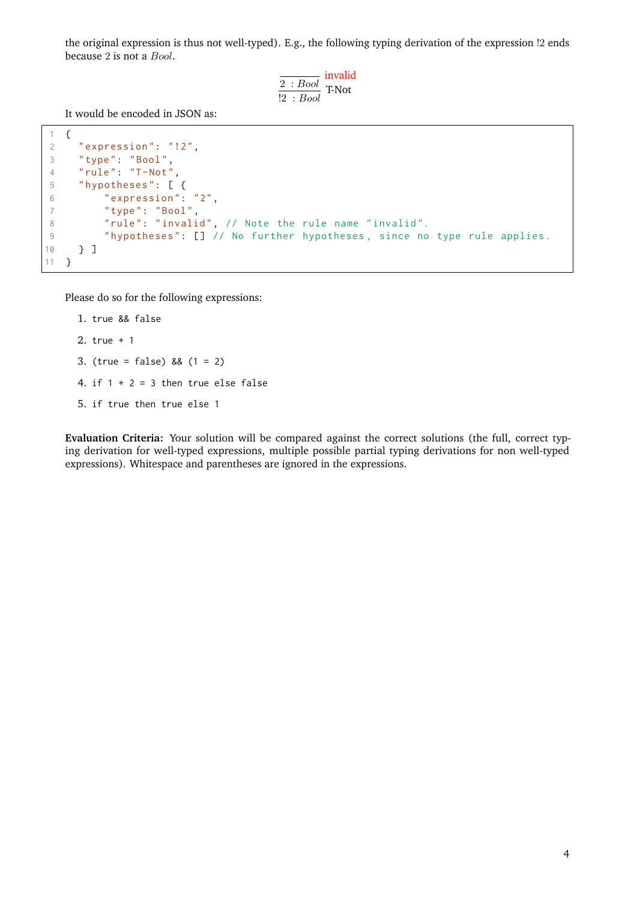the original expression is thus not well-typed). E.g., the following typing derivation of the expression !2 ends because 2 is not a $Bool$.

$$\dfrac{\dfrac{}{2\ :Bool}\ \text{invalid}}{!2\ :Bool}\ \text{T-Not}$$

It would be encoded in JSON as:

```
{
  "expression": "!2",
  "type": "Bool",
  "rule": "T-Not",
  "hypotheses": [ {
      "expression": "2",
      "type": "Bool",
      "rule": "invalid", // Note the rule name "invalid".
      "hypotheses": [] // No further hypotheses, since no type rule applies.
  } ]
}
```

Please do so for the following expressions:

1. `true && false`
2. `true + 1`
3. `(true = false) && (1 = 2)`
4. `if 1 + 2 = 3 then true else false`
5. `if true then true else 1`

**Evaluation Criteria:** Your solution will be compared against the correct solutions (the full, correct typing derivation for well-typed expressions, multiple possible partial typing derivations for non well-typed expressions). Whitespace and parentheses are ignored in the expressions.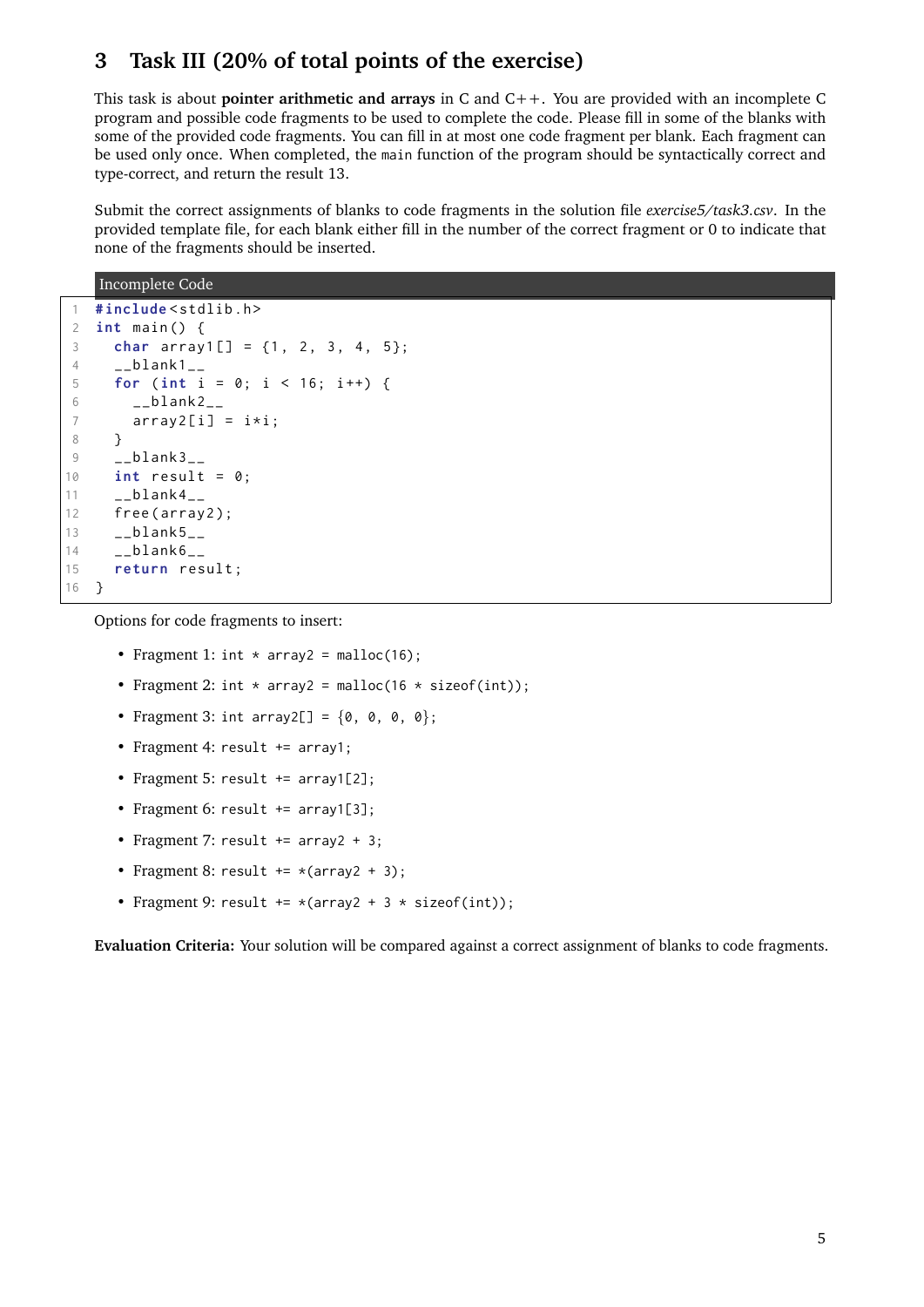## 3 Task III (20% of total points of the exercise)

This task is about **pointer arithmetic and arrays** in C and C++. You are provided with an incomplete C program and possible code fragments to be used to complete the code. Please fill in some of the blanks with some of the provided code fragments. You can fill in at most one code fragment per blank. Each fragment can be used only once. When completed, the `main` function of the program should be syntactically correct and type-correct, and return the result 13.

Submit the correct assignments of blanks to code fragments in the solution file *exercise5/task3.csv*. In the provided template file, for each blank either fill in the number of the correct fragment or 0 to indicate that none of the fragments should be inserted.

Incomplete Code

```c
#include<stdlib.h>
int main() {
  char array1[] = {1, 2, 3, 4, 5};
  __blank1__
  for (int i = 0; i < 16; i++) {
    __blank2__
    array2[i] = i*i;
  }
  __blank3__
  int result = 0;
  __blank4__
  free(array2);
  __blank5__
  __blank6__
  return result;
}
```

Options for code fragments to insert:

- Fragment 1: `int * array2 = malloc(16);`
- Fragment 2: `int * array2 = malloc(16 * sizeof(int));`
- Fragment 3: `int array2[] = {0, 0, 0, 0};`
- Fragment 4: `result += array1;`
- Fragment 5: `result += array1[2];`
- Fragment 6: `result += array1[3];`
- Fragment 7: `result += array2 + 3;`
- Fragment 8: `result += *(array2 + 3);`
- Fragment 9: `result += *(array2 + 3 * sizeof(int));`

**Evaluation Criteria:** Your solution will be compared against a correct assignment of blanks to code fragments.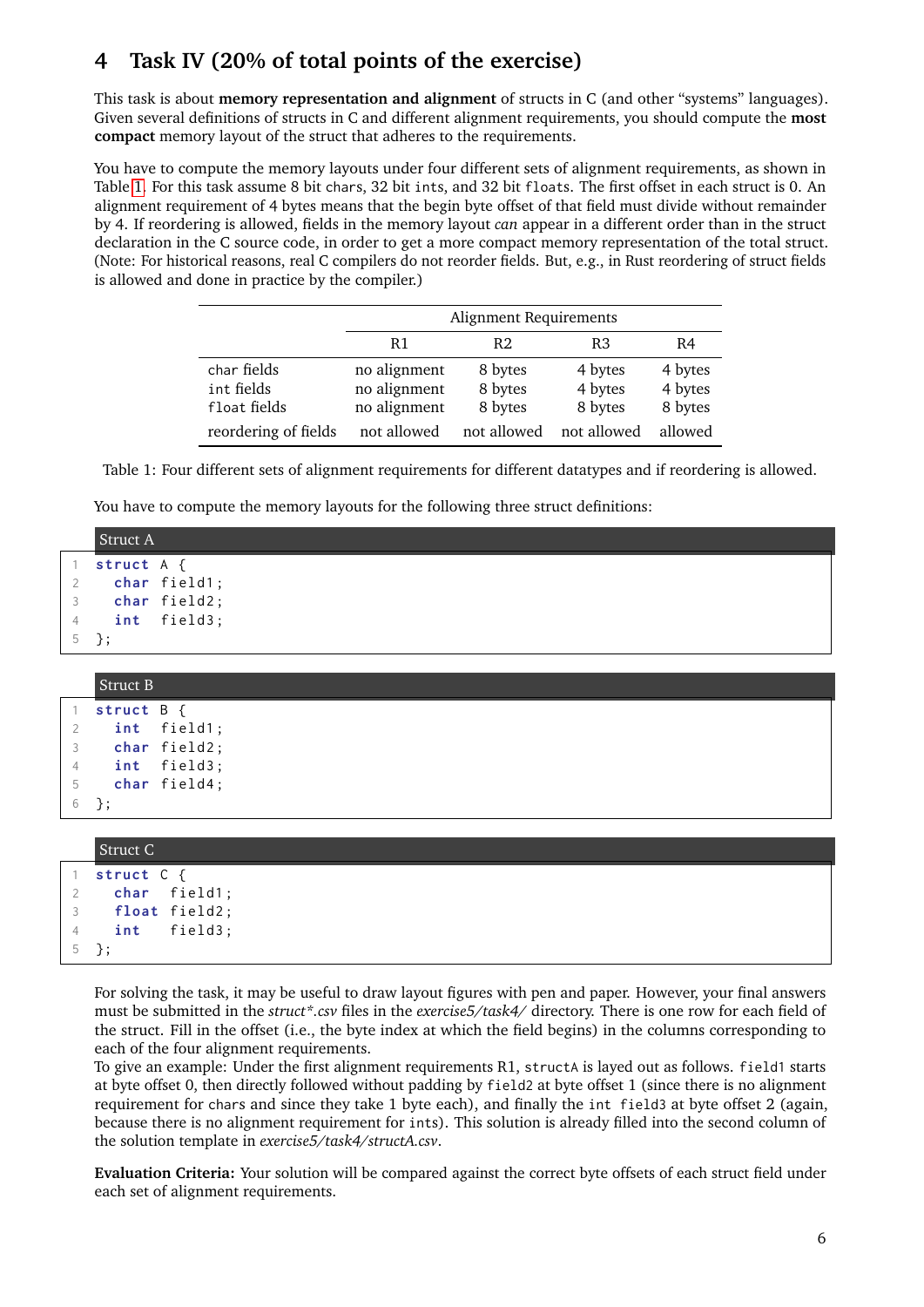## 4 Task IV (20% of total points of the exercise)

This task is about **memory representation and alignment** of structs in C (and other "systems" languages). Given several definitions of structs in C and different alignment requirements, you should compute the **most compact** memory layout of the struct that adheres to the requirements.

You have to compute the memory layouts under four different sets of alignment requirements, as shown in Table 1. For this task assume 8 bit `char`s, 32 bit `int`s, and 32 bit `float`s. The first offset in each struct is 0. An alignment requirement of 4 bytes means that the begin byte offset of that field must divide without remainder by 4. If reordering is allowed, fields in the memory layout *can* appear in a different order than in the struct declaration in the C source code, in order to get a more compact memory representation of the total struct. (Note: For historical reasons, real C compilers do not reorder fields. But, e.g., in Rust reordering of struct fields is allowed and done in practice by the compiler.)

| | Alignment Requirements | | | |
|---|---|---|---|---|
| | R1 | R2 | R3 | R4 |
| `char` fields | no alignment | 8 bytes | 4 bytes | 4 bytes |
| `int` fields | no alignment | 8 bytes | 4 bytes | 4 bytes |
| `float` fields | no alignment | 8 bytes | 8 bytes | 8 bytes |
| reordering of fields | not allowed | not allowed | not allowed | allowed |

Table 1: Four different sets of alignment requirements for different datatypes and if reordering is allowed.

You have to compute the memory layouts for the following three struct definitions:

Struct A

```c
struct A {
  char field1;
  char field2;
  int  field3;
};
```

Struct B

```c
struct B {
  int  field1;
  char field2;
  int  field3;
  char field4;
};
```

Struct C

```c
struct C {
  char  field1;
  float field2;
  int   field3;
};
```

For solving the task, it may be useful to draw layout figures with pen and paper. However, your final answers must be submitted in the *struct*.csv* files in the *exercise5/task4/* directory. There is one row for each field of the struct. Fill in the offset (i.e., the byte index at which the field begins) in the columns corresponding to each of the four alignment requirements.

To give an example: Under the first alignment requirements R1, `structA` is layed out as follows. `field1` starts at byte offset 0, then directly followed without padding by `field2` at byte offset 1 (since there is no alignment requirement for `char`s and since they take 1 byte each), and finally the `int field3` at byte offset 2 (again, because there is no alignment requirement for `int`s). This solution is already filled into the second column of the solution template in *exercise5/task4/structA.csv*.

**Evaluation Criteria:** Your solution will be compared against the correct byte offsets of each struct field under each set of alignment requirements.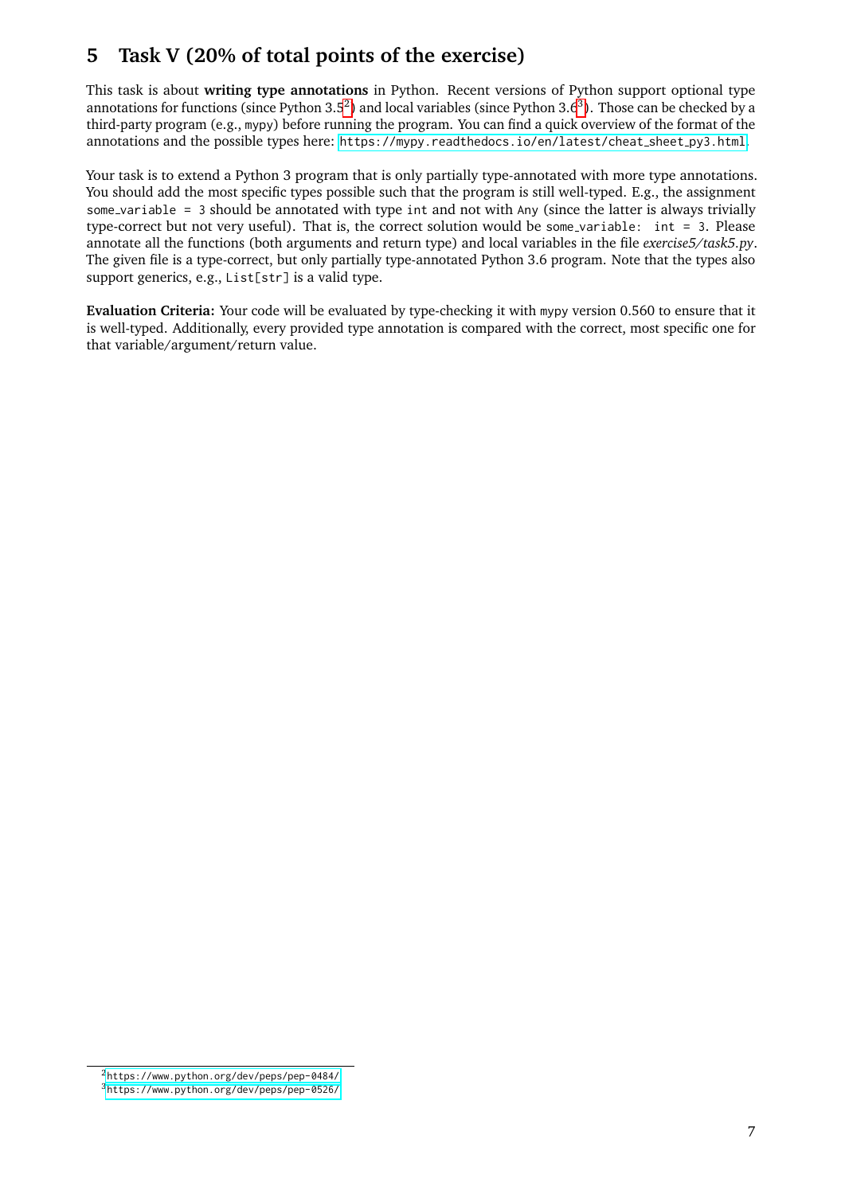## 5 Task V (20% of total points of the exercise)

This task is about **writing type annotations** in Python. Recent versions of Python support optional type annotations for functions (since Python 3.5[2]) and local variables (since Python 3.6[3]). Those can be checked by a third-party program (e.g., `mypy`) before running the program. You can find a quick overview of the format of the annotations and the possible types here: `https://mypy.readthedocs.io/en/latest/cheat_sheet_py3.html`.

Your task is to extend a Python 3 program that is only partially type-annotated with more type annotations. You should add the most specific types possible such that the program is still well-typed. E.g., the assignment `some_variable = 3` should be annotated with type `int` and not with `Any` (since the latter is always trivially type-correct but not very useful). That is, the correct solution would be `some_variable: int = 3`. Please annotate all the functions (both arguments and return type) and local variables in the file *exercise5/task5.py*. The given file is a type-correct, but only partially type-annotated Python 3.6 program. Note that the types also support generics, e.g., `List[str]` is a valid type.

**Evaluation Criteria:** Your code will be evaluated by type-checking it with `mypy` version 0.560 to ensure that it is well-typed. Additionally, every provided type annotation is compared with the correct, most specific one for that variable/argument/return value.

[2] `https://www.python.org/dev/peps/pep-0484/`

[3] `https://www.python.org/dev/peps/pep-0526/`